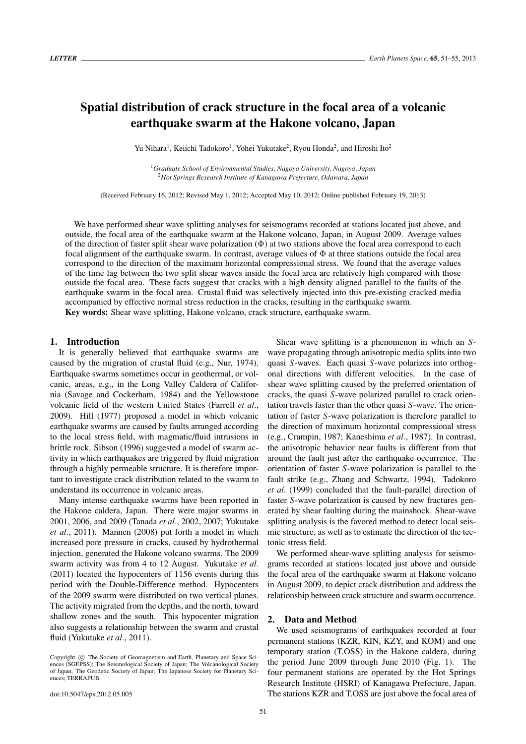# Spatial distribution of crack structure in the focal area of a volcanic earthquake swarm at the Hakone volcano, Japan

Yu Nihara[1], Keiichi Tadokoro[1], Yohei Yukutake[2], Ryou Honda[2], and Hiroshi Ito[2]

[1]*Graduate School of Environmental Studies, Nagoya University, Nagoya, Japan*
[2]*Hot Springs Research Institute of Kanagawa Prefecture, Odawara, Japan*

(Received February 16, 2012; Revised May 1, 2012; Accepted May 10, 2012; Online published February 19, 2013)

We have performed shear wave splitting analyses for seismograms recorded at stations located just above, and outside, the focal area of the earthquake swarm at the Hakone volcano, Japan, in August 2009. Average values of the direction of faster split shear wave polarization ($\Phi$) at two stations above the focal area correspond to each focal alignment of the earthquake swarm. In contrast, average values of $\Phi$ at three stations outside the focal area correspond to the direction of the maximum horizontal compressional stress. We found that the average values of the time lag between the two split shear waves inside the focal area are relatively high compared with those outside the focal area. These facts suggest that cracks with a high density aligned parallel to the faults of the earthquake swarm in the focal area. Crustal fluid was selectively injected into this pre-existing cracked media accompanied by effective normal stress reduction in the cracks, resulting in the earthquake swarm.

**Key words:** Shear wave splitting, Hakone volcano, crack structure, earthquake swarm.

## 1. Introduction

It is generally believed that earthquake swarms are caused by the migration of crustal fluid (e.g., Nur, 1974). Earthquake swarms sometimes occur in geothermal, or volcanic, areas, e.g., in the Long Valley Caldera of California (Savage and Cockerham, 1984) and the Yellowstone volcanic field of the western United States (Farrell *et al*., 2009). Hill (1977) proposed a model in which volcanic earthquake swarms are caused by faults arranged according to the local stress field, with magmatic/fluid intrusions in brittle rock. Sibson (1996) suggested a model of swarm activity in which earthquakes are triggered by fluid migration through a highly permeable structure. It is therefore important to investigate crack distribution related to the swarm to understand its occurrence in volcanic areas.

Many intense earthquake swarms have been reported in the Hakone caldera, Japan. There were major swarms in 2001, 2006, and 2009 (Tanada *et al*., 2002, 2007; Yukutake *et al*., 2011). Mannen (2008) put forth a model in which increased pore pressure in cracks, caused by hydrothermal injection, generated the Hakone volcano swarms. The 2009 swarm activity was from 4 to 12 August. Yukutake *et al*. (2011) located the hypocenters of 1156 events during this period with the Double-Difference method. Hypocenters of the 2009 swarm were distributed on two vertical planes. The activity migrated from the depths, and the north, toward shallow zones and the south. This hypocenter migration also suggests a relationship between the swarm and crustal fluid (Yukutake *et al*., 2011).

Shear wave splitting is a phenomenon in which an *S*-wave propagating through anisotropic media splits into two quasi *S*-waves. Each quasi *S*-wave polarizes into orthogonal directions with different velocities. In the case of shear wave splitting caused by the preferred orientation of cracks, the quasi *S*-wave polarized parallel to crack orientation travels faster than the other quasi *S*-wave. The orientation of faster *S*-wave polarization is therefore parallel to the direction of maximum horizontal compressional stress (e.g., Crampin, 1987; Kaneshima *et al*., 1987). In contrast, the anisotropic behavior near faults is different from that around the fault just after the earthquake occurrence. The orientation of faster *S*-wave polarization is parallel to the fault strike (e.g., Zhang and Schwartz, 1994). Tadokoro *et al*. (1999) concluded that the fault-parallel direction of faster *S*-wave polarization is caused by new fractures generated by shear faulting during the mainshock. Shear-wave splitting analysis is the favored method to detect local seismic structure, as well as to estimate the direction of the tectonic stress field.

We performed shear-wave splitting analysis for seismograms recorded at stations located just above and outside the focal area of the earthquake swarm at Hakone volcano in August 2009, to depict crack distribution and address the relationship between crack structure and swarm occurrence.

## 2. Data and Method

We used seismograms of earthquakes recorded at four permanent stations (KZR, KIN, KZY, and KOM) and one temporary station (T.OSS) in the Hakone caldera, during the period June 2009 through June 2010 (Fig. 1). The four permanent stations are operated by the Hot Springs Research Institute (HSRI) of Kanagawa Prefecture, Japan. The stations KZR and T.OSS are just above the focal area of

Copyright © The Society of Geomagnetism and Earth, Planetary and Space Sciences (SGEPSS); The Seismological Society of Japan; The Volcanological Society of Japan; The Geodetic Society of Japan; The Japanese Society for Planetary Sciences; TERRAPUB.

doi:10.5047/eps.2012.05.005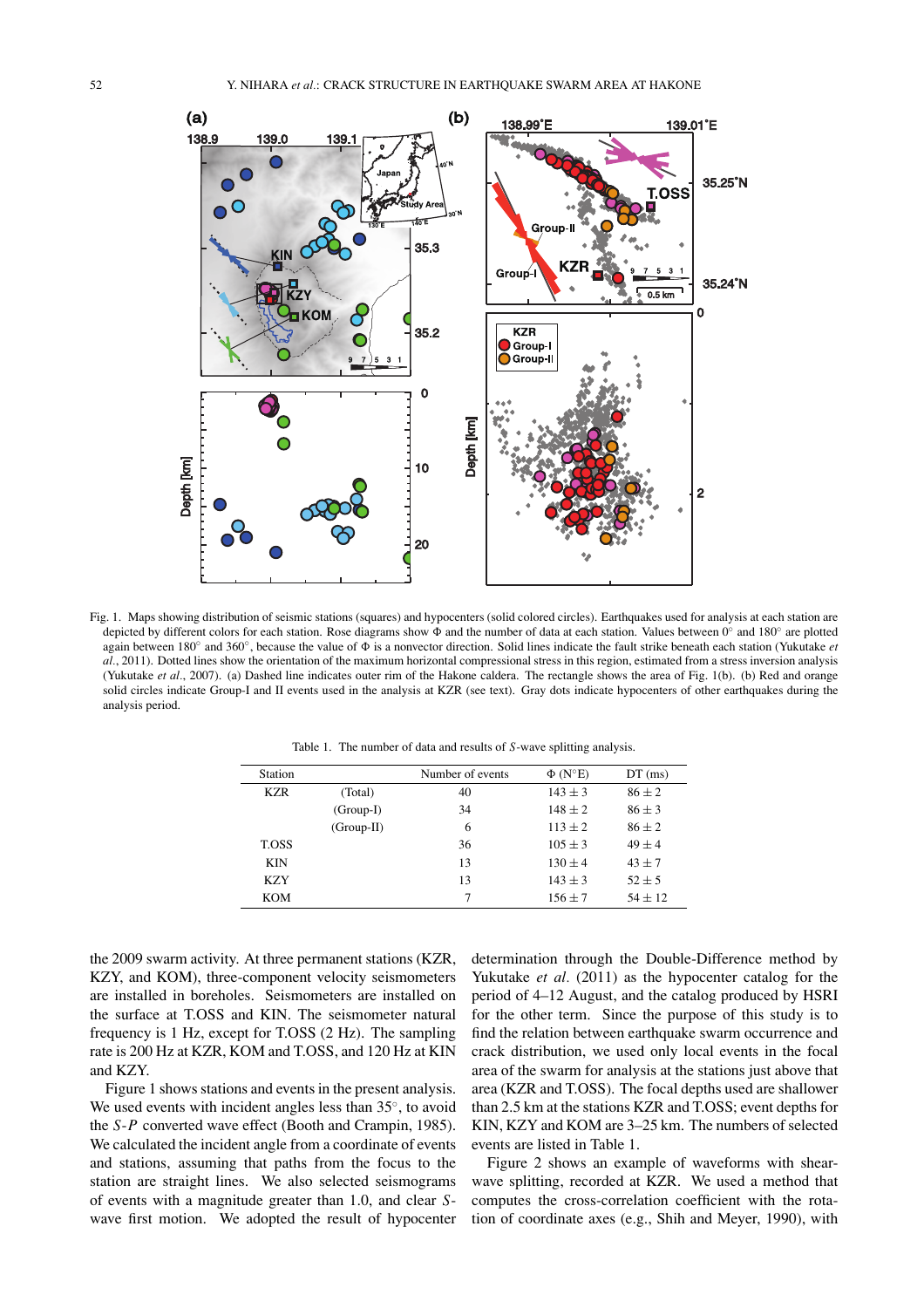Fig. 1. Maps showing distribution of seismic stations (squares) and hypocenters (solid colored circles). Earthquakes used for analysis at each station are depicted by different colors for each station. Rose diagrams show Φ and the number of data at each station. Values between 0° and 180° are plotted again between 180° and 360°, because the value of Φ is a nonvector direction. Solid lines indicate the fault strike beneath each station (Yukutake *et al*., 2011). Dotted lines show the orientation of the maximum horizontal compressional stress in this region, estimated from a stress inversion analysis (Yukutake *et al*., 2007). (a) Dashed line indicates outer rim of the Hakone caldera. The rectangle shows the area of Fig. 1(b). (b) Red and orange solid circles indicate Group-I and II events used in the analysis at KZR (see text). Gray dots indicate hypocenters of other earthquakes during the analysis period.

Table 1. The number of data and results of *S*-wave splitting analysis.

| Station | | Number of events | Φ (N°E) | DT (ms) |
|---|---|---|---|---|
| KZR | (Total) | 40 | 143 ± 3 | 86 ± 2 |
| | (Group-I) | 34 | 148 ± 2 | 86 ± 3 |
| | (Group-II) | 6 | 113 ± 2 | 86 ± 2 |
| T.OSS | | 36 | 105 ± 3 | 49 ± 4 |
| KIN | | 13 | 130 ± 4 | 43 ± 7 |
| KZY | | 13 | 143 ± 3 | 52 ± 5 |
| KOM | | 7 | 156 ± 7 | 54 ± 12 |

the 2009 swarm activity. At three permanent stations (KZR, KZY, and KOM), three-component velocity seismometers are installed in boreholes. Seismometers are installed on the surface at T.OSS and KIN. The seismometer natural frequency is 1 Hz, except for T.OSS (2 Hz). The sampling rate is 200 Hz at KZR, KOM and T.OSS, and 120 Hz at KIN and KZY.

Figure 1 shows stations and events in the present analysis. We used events with incident angles less than 35°, to avoid the *S*-*P* converted wave effect (Booth and Crampin, 1985). We calculated the incident angle from a coordinate of events and stations, assuming that paths from the focus to the station are straight lines. We also selected seismograms of events with a magnitude greater than 1.0, and clear *S*-wave first motion. We adopted the result of hypocenter determination through the Double-Difference method by Yukutake *et al*. (2011) as the hypocenter catalog for the period of 4–12 August, and the catalog produced by HSRI for the other term. Since the purpose of this study is to find the relation between earthquake swarm occurrence and crack distribution, we used only local events in the focal area of the swarm for analysis at the stations just above that area (KZR and T.OSS). The focal depths used are shallower than 2.5 km at the stations KZR and T.OSS; event depths for KIN, KZY and KOM are 3–25 km. The numbers of selected events are listed in Table 1.

Figure 2 shows an example of waveforms with shear-wave splitting, recorded at KZR. We used a method that computes the cross-correlation coefficient with the rotation of coordinate axes (e.g., Shih and Meyer, 1990), with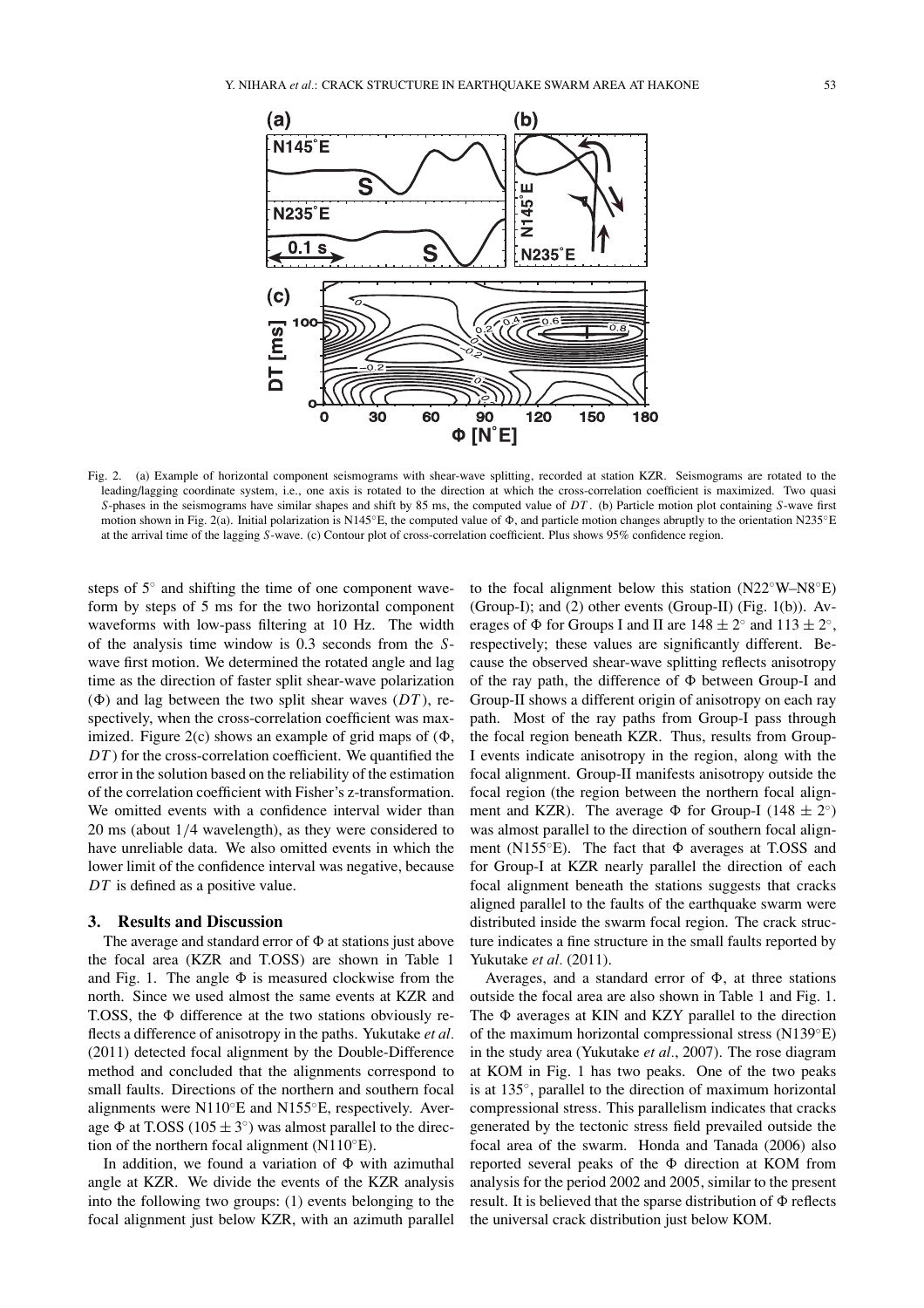Fig. 2. (a) Example of horizontal component seismograms with shear-wave splitting, recorded at station KZR. Seismograms are rotated to the leading/lagging coordinate system, i.e., one axis is rotated to the direction at which the cross-correlation coefficient is maximized. Two quasi *S*-phases in the seismograms have similar shapes and shift by 85 ms, the computed value of $DT$. (b) Particle motion plot containing *S*-wave first motion shown in Fig. 2(a). Initial polarization is N145°E, the computed value of $\Phi$, and particle motion changes abruptly to the orientation N235°E at the arrival time of the lagging *S*-wave. (c) Contour plot of cross-correlation coefficient. Plus shows 95% confidence region.

steps of 5° and shifting the time of one component waveform by steps of 5 ms for the two horizontal component waveforms with low-pass filtering at 10 Hz. The width of the analysis time window is 0.3 seconds from the *S*-wave first motion. We determined the rotated angle and lag time as the direction of faster split shear-wave polarization ($\Phi$) and lag between the two split shear waves ($DT$), respectively, when the cross-correlation coefficient was maximized. Figure 2(c) shows an example of grid maps of ($\Phi$, $DT$) for the cross-correlation coefficient. We quantified the error in the solution based on the reliability of the estimation of the correlation coefficient with Fisher's z-transformation. We omitted events with a confidence interval wider than 20 ms (about 1/4 wavelength), as they were considered to have unreliable data. We also omitted events in which the lower limit of the confidence interval was negative, because $DT$ is defined as a positive value.

## 3. Results and Discussion

The average and standard error of $\Phi$ at stations just above the focal area (KZR and T.OSS) are shown in Table 1 and Fig. 1. The angle $\Phi$ is measured clockwise from the north. Since we used almost the same events at KZR and T.OSS, the $\Phi$ difference at the two stations obviously reflects a difference of anisotropy in the paths. Yukutake *et al*. (2011) detected focal alignment by the Double-Difference method and concluded that the alignments correspond to small faults. Directions of the northern and southern focal alignments were N110°E and N155°E, respectively. Average $\Phi$ at T.OSS ($105 \pm 3°$) was almost parallel to the direction of the northern focal alignment (N110°E).

In addition, we found a variation of $\Phi$ with azimuthal angle at KZR. We divide the events of the KZR analysis into the following two groups: (1) events belonging to the focal alignment just below KZR, with an azimuth parallel to the focal alignment below this station (N22°W–N8°E) (Group-I); and (2) other events (Group-II) (Fig. 1(b)). Averages of $\Phi$ for Groups I and II are $148 \pm 2°$ and $113 \pm 2°$, respectively; these values are significantly different. Because the observed shear-wave splitting reflects anisotropy of the ray path, the difference of $\Phi$ between Group-I and Group-II shows a different origin of anisotropy on each ray path. Most of the ray paths from Group-I pass through the focal region beneath KZR. Thus, results from Group-I events indicate anisotropy in the region, along with the focal alignment. Group-II manifests anisotropy outside the focal region (the region between the northern focal alignment and KZR). The average $\Phi$ for Group-I ($148 \pm 2°$) was almost parallel to the direction of southern focal alignment (N155°E). The fact that $\Phi$ averages at T.OSS and for Group-I at KZR nearly parallel the direction of each focal alignment beneath the stations suggests that cracks aligned parallel to the faults of the earthquake swarm were distributed inside the swarm focal region. The crack structure indicates a fine structure in the small faults reported by Yukutake *et al*. (2011).

Averages, and a standard error of $\Phi$, at three stations outside the focal area are also shown in Table 1 and Fig. 1. The $\Phi$ averages at KIN and KZY parallel to the direction of the maximum horizontal compressional stress (N139°E) in the study area (Yukutake *et al*., 2007). The rose diagram at KOM in Fig. 1 has two peaks. One of the two peaks is at 135°, parallel to the direction of maximum horizontal compressional stress. This parallelism indicates that cracks generated by the tectonic stress field prevailed outside the focal area of the swarm. Honda and Tanada (2006) also reported several peaks of the $\Phi$ direction at KOM from analysis for the period 2002 and 2005, similar to the present result. It is believed that the sparse distribution of $\Phi$ reflects the universal crack distribution just below KOM.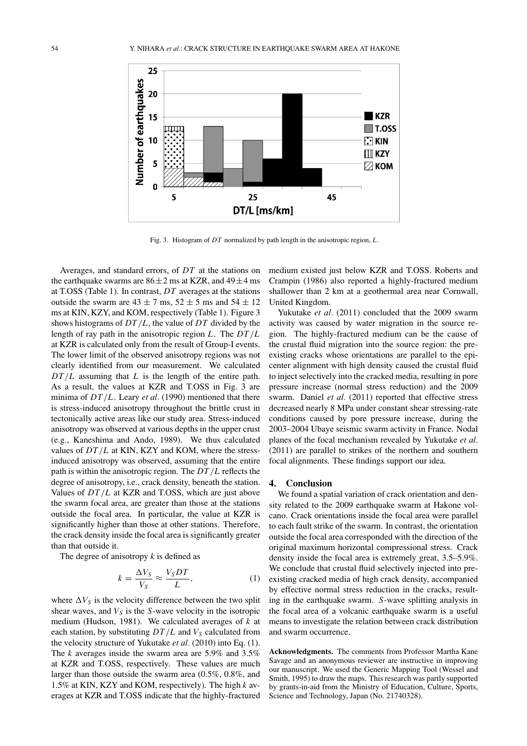Fig. 3. Histogram of $DT$ normalized by path length in the anisotropic region, $L$.

Averages, and standard errors, of $DT$ at the stations on the earthquake swarms are $86 \pm 2$ ms at KZR, and $49 \pm 4$ ms at T.OSS (Table 1). In contrast, $DT$ averages at the stations outside the swarm are $43 \pm 7$ ms, $52 \pm 5$ ms and $54 \pm 12$ ms at KIN, KZY, and KOM, respectively (Table 1). Figure 3 shows histograms of $DT/L$, the value of $DT$ divided by the length of ray path in the anisotropic region $L$. The $DT/L$ at KZR is calculated only from the result of Group-I events. The lower limit of the observed anisotropy regions was not clearly identified from our measurement. We calculated $DT/L$ assuming that $L$ is the length of the entire path. As a result, the values at KZR and T.OSS in Fig. 3 are minima of $DT/L$. Leary *et al.* (1990) mentioned that there is stress-induced anisotropy throughout the brittle crust in tectonically active areas like our study area. Stress-induced anisotropy was observed at various depths in the upper crust (e.g., Kaneshima and Ando, 1989). We thus calculated values of $DT/L$ at KIN, KZY and KOM, where the stress-induced anisotropy was observed, assuming that the entire path is within the anisotropic region. The $DT/L$ reflects the degree of anisotropy, i.e., crack density, beneath the station. Values of $DT/L$ at KZR and T.OSS, which are just above the swarm focal area, are greater than those at the stations outside the focal area. In particular, the value at KZR is significantly higher than those at other stations. Therefore, the crack density inside the focal area is significantly greater than that outside it.

The degree of anisotropy $k$ is defined as

$$k = \frac{\Delta V_S}{V_S} \approx \frac{V_S DT}{L}, \tag{1}$$

where $\Delta V_S$ is the velocity difference between the two split shear waves, and $V_S$ is the $S$-wave velocity in the isotropic medium (Hudson, 1981). We calculated averages of $k$ at each station, by substituting $DT/L$ and $V_S$ calculated from the velocity structure of Yukutake *et al.* (2010) into Eq. (1). The $k$ averages inside the swarm area are 5.9% and 3.5% at KZR and T.OSS, respectively. These values are much larger than those outside the swarm area (0.5%, 0.8%, and 1.5% at KIN, KZY and KOM, respectively). The high $k$ averages at KZR and T.OSS indicate that the highly-fractured medium existed just below KZR and T.OSS. Roberts and Crampin (1986) also reported a highly-fractured medium shallower than 2 km at a geothermal area near Cornwall, United Kingdom.

Yukutake *et al.* (2011) concluded that the 2009 swarm activity was caused by water migration in the source region. The highly-fractured medium can be the cause of the crustal fluid migration into the source region: the pre-existing cracks whose orientations are parallel to the epicenter alignment with high density caused the crustal fluid to inject selectively into the cracked media, resulting in pore pressure increase (normal stress reduction) and the 2009 swarm. Daniel *et al.* (2011) reported that effective stress decreased nearly 8 MPa under constant shear stressing-rate conditions caused by pore pressure increase, during the 2003–2004 Ubaye seismic swarm activity in France. Nodal planes of the focal mechanism revealed by Yukutake *et al.* (2011) are parallel to strikes of the northern and southern focal alignments. These findings support our idea.

## 4. Conclusion

We found a spatial variation of crack orientation and density related to the 2009 earthquake swarm at Hakone volcano. Crack orientations inside the focal area were parallel to each fault strike of the swarm. In contrast, the orientation outside the focal area corresponded with the direction of the original maximum horizontal compressional stress. Crack density inside the focal area is extremely great, 3.5–5.9%. We conclude that crustal fluid selectively injected into pre-existing cracked media of high crack density, accompanied by effective normal stress reduction in the cracks, resulting in the earthquake swarm. $S$-wave splitting analysis in the focal area of a volcanic earthquake swarm is a useful means to investigate the relation between crack distribution and swarm occurrence.

**Acknowledgments.** The comments from Professor Martha Kane Savage and an anonymous reviewer are instructive in improving our manuscript. We used the Generic Mapping Tool (Wessel and Smith, 1995) to draw the maps. This research was partly supported by grants-in-aid from the Ministry of Education, Culture, Sports, Science and Technology, Japan (No. 21740328).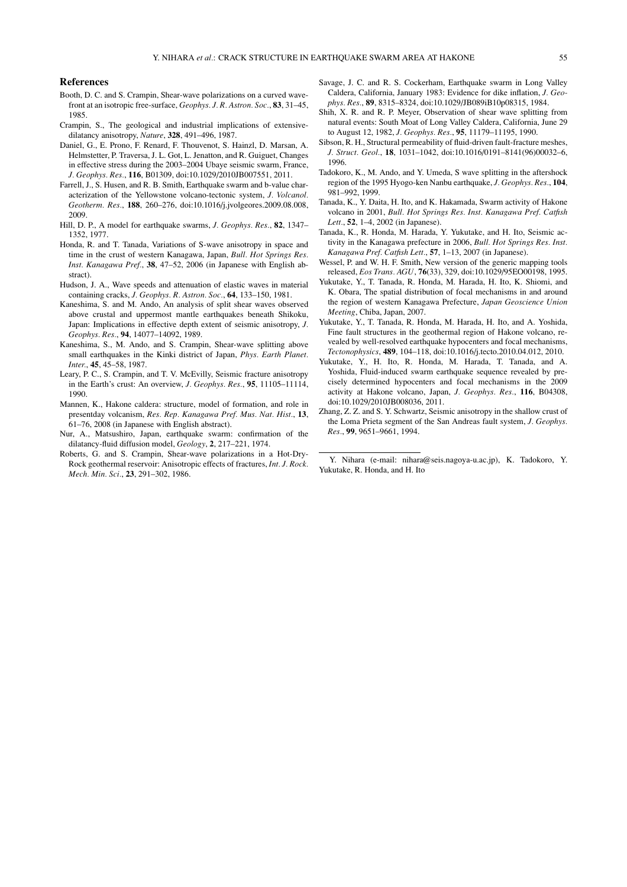## References

Booth, D. C. and S. Crampin, Shear-wave polarizations on a curved wavefront at an isotropic free-surface, *Geophys. J. R. Astron. Soc.*, **83**, 31–45, 1985.

Crampin, S., The geological and industrial implications of extensive-dilatancy anisotropy, *Nature*, **328**, 491–496, 1987.

Daniel, G., E. Prono, F. Renard, F. Thouvenot, S. Hainzl, D. Marsan, A. Helmstetter, P. Traversa, J. L. Got, L. Jenatton, and R. Guiguet, Changes in effective stress during the 2003–2004 Ubaye seismic swarm, France, *J. Geophys. Res.*, **116**, B01309, doi:10.1029/2010JB007551, 2011.

Farrell, J., S. Husen, and R. B. Smith, Earthquake swarm and b-value characterization of the Yellowstone volcano-tectonic system, *J. Volcanol. Geotherm. Res.*, **188**, 260–276, doi:10.1016/j.jvolgeores.2009.08.008, 2009.

Hill, D. P., A model for earthquake swarms, *J. Geophys. Res.*, **82**, 1347–1352, 1977.

Honda, R. and T. Tanada, Variations of S-wave anisotropy in space and time in the crust of western Kanagawa, Japan, *Bull. Hot Springs Res. Inst. Kanagawa Pref.*, **38**, 47–52, 2006 (in Japanese with English abstract).

Hudson, J. A., Wave speeds and attenuation of elastic waves in material containing cracks, *J. Geophys. R. Astron. Soc.*, **64**, 133–150, 1981.

Kaneshima, S. and M. Ando, An analysis of split shear waves observed above crustal and uppermost mantle earthquakes beneath Shikoku, Japan: Implications in effective depth extent of seismic anisotropy, *J. Geophys. Res.*, **94**, 14077–14092, 1989.

Kaneshima, S., M. Ando, and S. Crampin, Shear-wave splitting above small earthquakes in the Kinki district of Japan, *Phys. Earth Planet. Inter.*, **45**, 45–58, 1987.

Leary, P. C., S. Crampin, and T. V. McEvilly, Seismic fracture anisotropy in the Earth's crust: An overview, *J. Geophys. Res.*, **95**, 11105–11114, 1990.

Mannen, K., Hakone caldera: structure, model of formation, and role in presentday volcanism, *Res. Rep. Kanagawa Pref. Mus. Nat. Hist.*, **13**, 61–76, 2008 (in Japanese with English abstract).

Nur, A., Matsushiro, Japan, earthquake swarm: confirmation of the dilatancy-fluid diffusion model, *Geology*, **2**, 217–221, 1974.

Roberts, G. and S. Crampin, Shear-wave polarizations in a Hot-Dry-Rock geothermal reservoir: Anisotropic effects of fractures, *Int. J. Rock. Mech. Min. Sci.*, **23**, 291–302, 1986.

Savage, J. C. and R. S. Cockerham, Earthquake swarm in Long Valley Caldera, California, January 1983: Evidence for dike inflation, *J. Geophys. Res.*, **89**, 8315–8324, doi:10.1029/JB089iB10p08315, 1984.

Shih, X. R. and R. P. Meyer, Observation of shear wave splitting from natural events: South Moat of Long Valley Caldera, California, June 29 to August 12, 1982, *J. Geophys. Res.*, **95**, 11179–11195, 1990.

Sibson, R. H., Structural permeability of fluid-driven fault-fracture meshes, *J. Struct. Geol.*, **18**, 1031–1042, doi:10.1016/0191–8141(96)00032–6, 1996.

Tadokoro, K., M. Ando, and Y. Umeda, S wave splitting in the aftershock region of the 1995 Hyogo-ken Nanbu earthquake, *J. Geophys. Res.*, **104**, 981–992, 1999.

Tanada, K., Y. Daita, H. Ito, and K. Hakamada, Swarm activity of Hakone volcano in 2001, *Bull. Hot Springs Res. Inst. Kanagawa Pref. Catfish Lett.*, **52**, 1–4, 2002 (in Japanese).

Tanada, K., R. Honda, M. Harada, Y. Yukutake, and H. Ito, Seismic activity in the Kanagawa prefecture in 2006, *Bull. Hot Springs Res. Inst. Kanagawa Pref. Catfish Lett.*, **57**, 1–13, 2007 (in Japanese).

Wessel, P. and W. H. F. Smith, New version of the generic mapping tools released, *Eos Trans. AGU*, **76**(33), 329, doi:10.1029/95EO00198, 1995.

Yukutake, Y., T. Tanada, R. Honda, M. Harada, H. Ito, K. Shiomi, and K. Obara, The spatial distribution of focal mechanisms in and around the region of western Kanagawa Prefecture, *Japan Geoscience Union Meeting*, Chiba, Japan, 2007.

Yukutake, Y., T. Tanada, R. Honda, M. Harada, H. Ito, and A. Yoshida, Fine fault structures in the geothermal region of Hakone volcano, revealed by well-resolved earthquake hypocenters and focal mechanisms, *Tectonophysics*, **489**, 104–118, doi:10.1016/j.tecto.2010.04.012, 2010.

Yukutake, Y., H. Ito, R. Honda, M. Harada, T. Tanada, and A. Yoshida, Fluid-induced swarm earthquake sequence revealed by precisely determined hypocenters and focal mechanisms in the 2009 activity at Hakone volcano, Japan, *J. Geophys. Res.*, **116**, B04308, doi:10.1029/2010JB008036, 2011.

Zhang, Z. Z. and S. Y. Schwartz, Seismic anisotropy in the shallow crust of the Loma Prieta segment of the San Andreas fault system, *J. Geophys. Res.*, **99**, 9651–9661, 1994.

---

Y. Nihara (e-mail: nihara@seis.nagoya-u.ac.jp), K. Tadokoro, Y. Yukutake, R. Honda, and H. Ito